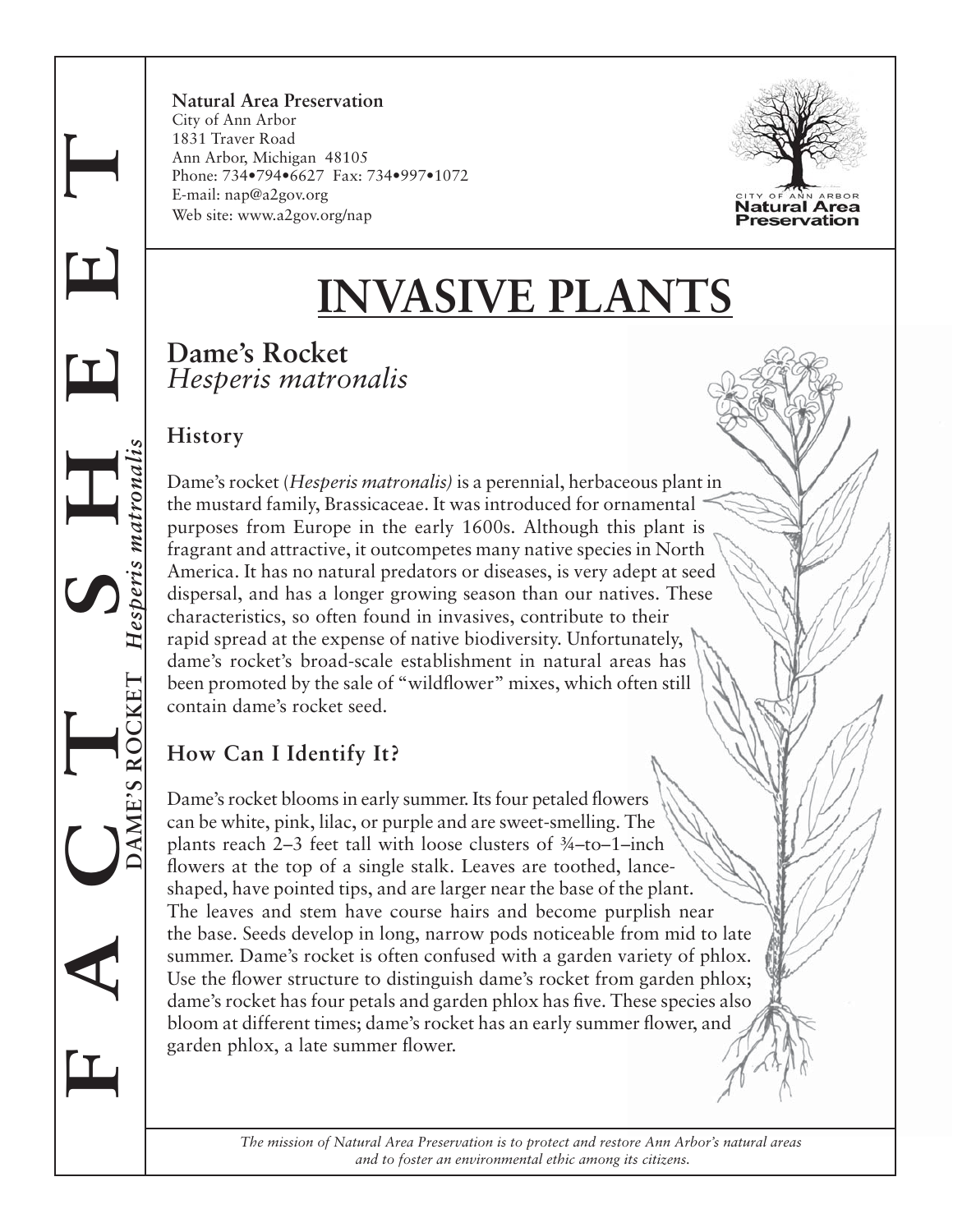**Natural Area Preservation**
City of Ann Arbor
1831 Traver Road
Ann Arbor, Michigan 48105
Phone: 734•794•6627 Fax: 734•997•1072
E-mail: nap@a2gov.org
Web site: www.a2gov.org/nap

CITY OF ANN ARBOR
Natural Area Preservation

FACT SHEET

DAME'S ROCKET *Hesperis matronalis*

# INVASIVE PLANTS

## Dame's Rocket
*Hesperis matronalis*

### History

Dame's rocket (*Hesperis matronalis)* is a perennial, herbaceous plant in the mustard family, Brassicaceae. It was introduced for ornamental purposes from Europe in the early 1600s. Although this plant is fragrant and attractive, it outcompetes many native species in North America. It has no natural predators or diseases, is very adept at seed dispersal, and has a longer growing season than our natives. These characteristics, so often found in invasives, contribute to their rapid spread at the expense of native biodiversity. Unfortunately, dame's rocket's broad-scale establishment in natural areas has been promoted by the sale of "wildflower" mixes, which often still contain dame's rocket seed.

### How Can I Identify It?

Dame's rocket blooms in early summer. Its four petaled flowers can be white, pink, lilac, or purple and are sweet-smelling. The plants reach 2–3 feet tall with loose clusters of ¾–to–1–inch flowers at the top of a single stalk. Leaves are toothed, lance-shaped, have pointed tips, and are larger near the base of the plant. The leaves and stem have course hairs and become purplish near the base. Seeds develop in long, narrow pods noticeable from mid to late summer. Dame's rocket is often confused with a garden variety of phlox. Use the flower structure to distinguish dame's rocket from garden phlox; dame's rocket has four petals and garden phlox has five. These species also bloom at different times; dame's rocket has an early summer flower, and garden phlox, a late summer flower.

*The mission of Natural Area Preservation is to protect and restore Ann Arbor's natural areas and to foster an environmental ethic among its citizens.*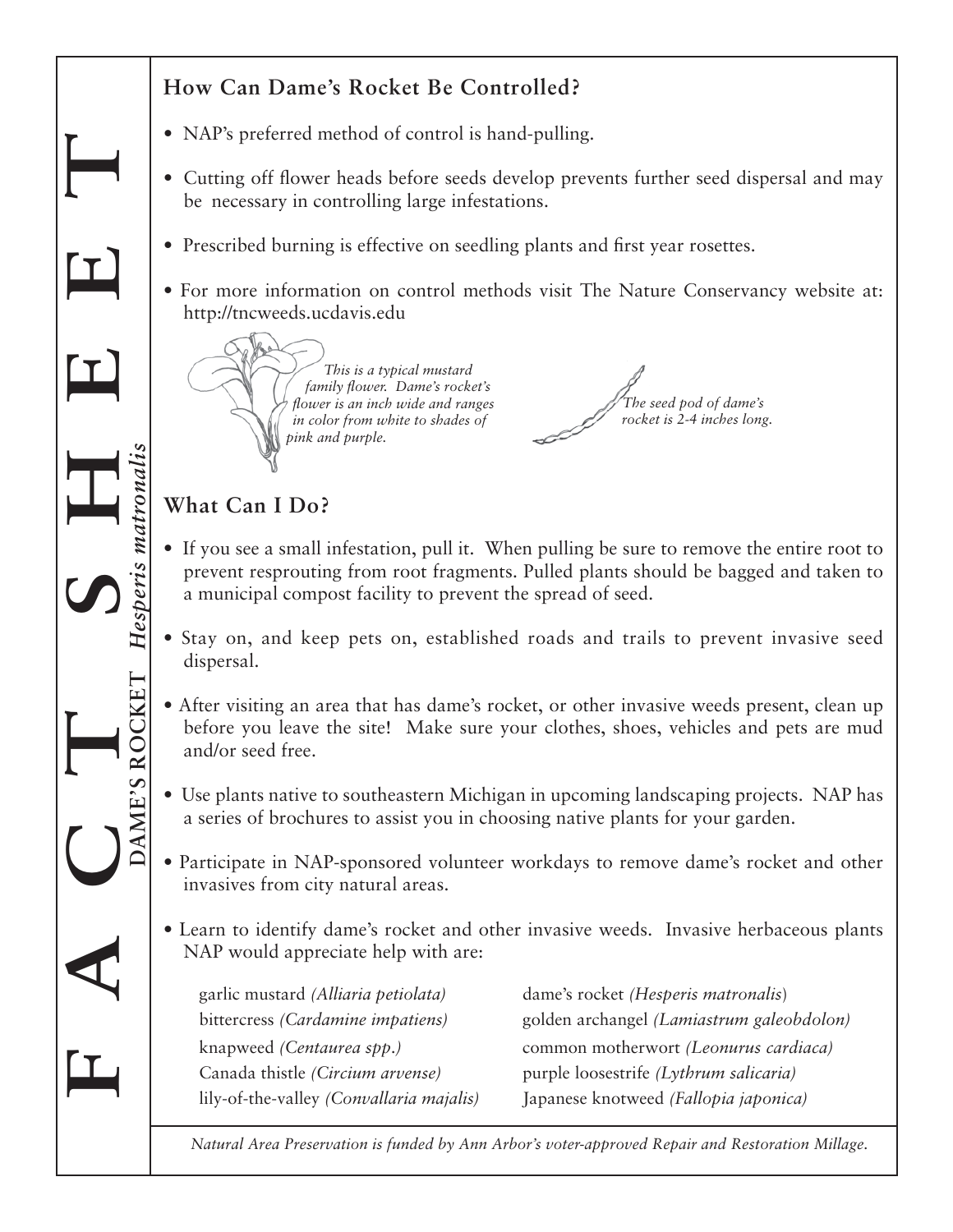FACT SHEET

DAME'S ROCKET *Hesperis matronalis*

## How Can Dame's Rocket Be Controlled?

- NAP's preferred method of control is hand-pulling.
- Cutting off flower heads before seeds develop prevents further seed dispersal and may be necessary in controlling large infestations.
- Prescribed burning is effective on seedling plants and first year rosettes.
- For more information on control methods visit The Nature Conservancy website at: http://tncweeds.ucdavis.edu

*This is a typical mustard family flower. Dame's rocket's flower is an inch wide and ranges in color from white to shades of pink and purple.*

*The seed pod of dame's rocket is 2-4 inches long.*

## What Can I Do?

- If you see a small infestation, pull it. When pulling be sure to remove the entire root to prevent resprouting from root fragments. Pulled plants should be bagged and taken to a municipal compost facility to prevent the spread of seed.
- Stay on, and keep pets on, established roads and trails to prevent invasive seed dispersal.
- After visiting an area that has dame's rocket, or other invasive weeds present, clean up before you leave the site! Make sure your clothes, shoes, vehicles and pets are mud and/or seed free.
- Use plants native to southeastern Michigan in upcoming landscaping projects. NAP has a series of brochures to assist you in choosing native plants for your garden.
- Participate in NAP-sponsored volunteer workdays to remove dame's rocket and other invasives from city natural areas.
- Learn to identify dame's rocket and other invasive weeds. Invasive herbaceous plants NAP would appreciate help with are:

garlic mustard *(Alliaria petiolata)*
bittercress *(Cardamine impatiens)*
knapweed *(Centaurea spp.)*
Canada thistle *(Circium arvense)*
lily-of-the-valley *(Convallaria majalis)*
dame's rocket *(Hesperis matronalis)*
golden archangel *(Lamiastrum galeobdolon)*
common motherwort *(Leonurus cardiaca)*
purple loosestrife *(Lythrum salicaria)*
Japanese knotweed *(Fallopia japonica)*

*Natural Area Preservation is funded by Ann Arbor's voter-approved Repair and Restoration Millage.*